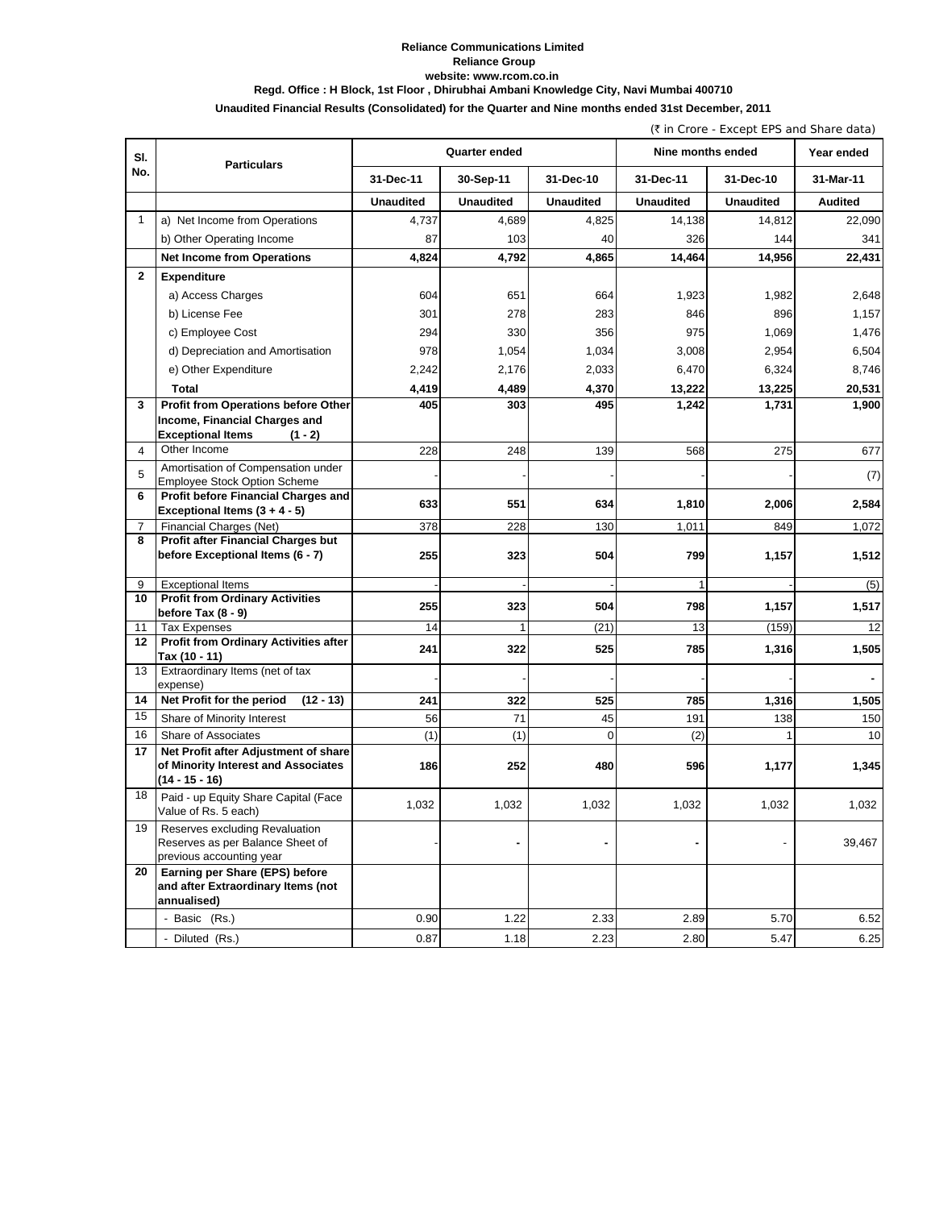**Reliance Communications Limited**
**Reliance Group**
**website: www.rcom.co.in**
**Regd. Office : H Block, 1st Floor , Dhirubhai Ambani Knowledge City, Navi Mumbai 400710**

**Unaudited Financial Results (Consolidated) for the Quarter and Nine months ended 31st December, 2011**

(₹ in Crore - Except EPS and Share data)

| Sl. No. | Particulars | Quarter ended | | | Nine months ended | | Year ended |
|---|---|---|---|---|---|---|---|
| | | 31-Dec-11 | 30-Sep-11 | 31-Dec-10 | 31-Dec-11 | 31-Dec-10 | 31-Mar-11 |
| | | **Unaudited** | **Unaudited** | **Unaudited** | **Unaudited** | **Unaudited** | **Audited** |
| 1 | a) Net Income from Operations | 4,737 | 4,689 | 4,825 | 14,138 | 14,812 | 22,090 |
| | b) Other Operating Income | 87 | 103 | 40 | 326 | 144 | 341 |
| | **Net Income from Operations** | **4,824** | **4,792** | **4,865** | **14,464** | **14,956** | **22,431** |
| **2** | **Expenditure** | | | | | | |
| | a) Access Charges | 604 | 651 | 664 | 1,923 | 1,982 | 2,648 |
| | b) License Fee | 301 | 278 | 283 | 846 | 896 | 1,157 |
| | c) Employee Cost | 294 | 330 | 356 | 975 | 1,069 | 1,476 |
| | d) Depreciation and Amortisation | 978 | 1,054 | 1,034 | 3,008 | 2,954 | 6,504 |
| | e) Other Expenditure | 2,242 | 2,176 | 2,033 | 6,470 | 6,324 | 8,746 |
| | **Total** | **4,419** | **4,489** | **4,370** | **13,222** | **13,225** | **20,531** |
| **3** | **Profit from Operations before Other Income, Financial Charges and Exceptional Items (1 - 2)** | **405** | **303** | **495** | **1,242** | **1,731** | **1,900** |
| 4 | Other Income | 228 | 248 | 139 | 568 | 275 | 677 |
| 5 | Amortisation of Compensation under Employee Stock Option Scheme | - | - | - | - | - | (7) |
| **6** | **Profit before Financial Charges and Exceptional Items (3 + 4 - 5)** | **633** | **551** | **634** | **1,810** | **2,006** | **2,584** |
| 7 | Financial Charges (Net) | 378 | 228 | 130 | 1,011 | 849 | 1,072 |
| **8** | **Profit after Financial Charges but before Exceptional Items (6 - 7)** | **255** | **323** | **504** | **799** | **1,157** | **1,512** |
| 9 | Exceptional Items | - | - | - | 1 | - | (5) |
| **10** | **Profit from Ordinary Activities before Tax (8 - 9)** | **255** | **323** | **504** | **798** | **1,157** | **1,517** |
| 11 | Tax Expenses | 14 | 1 | (21) | 13 | (159) | 12 |
| **12** | **Profit from Ordinary Activities after Tax (10 - 11)** | **241** | **322** | **525** | **785** | **1,316** | **1,505** |
| 13 | Extraordinary Items (net of tax expense) | - | - | - | - | - | - |
| **14** | **Net Profit for the period (12 - 13)** | **241** | **322** | **525** | **785** | **1,316** | **1,505** |
| 15 | Share of Minority Interest | 56 | 71 | 45 | 191 | 138 | 150 |
| 16 | Share of Associates | (1) | (1) | 0 | (2) | 1 | 10 |
| **17** | **Net Profit after Adjustment of share of Minority Interest and Associates (14 - 15 - 16)** | **186** | **252** | **480** | **596** | **1,177** | **1,345** |
| 18 | Paid - up Equity Share Capital (Face Value of Rs. 5 each) | 1,032 | 1,032 | 1,032 | 1,032 | 1,032 | 1,032 |
| 19 | Reserves excluding Revaluation Reserves as per Balance Sheet of previous accounting year | - | - | - | - | - | 39,467 |
| **20** | **Earning per Share (EPS) before and after Extraordinary Items (not annualised)** | | | | | | |
| | - Basic (Rs.) | 0.90 | 1.22 | 2.33 | 2.89 | 5.70 | 6.52 |
| | - Diluted (Rs.) | 0.87 | 1.18 | 2.23 | 2.80 | 5.47 | 6.25 |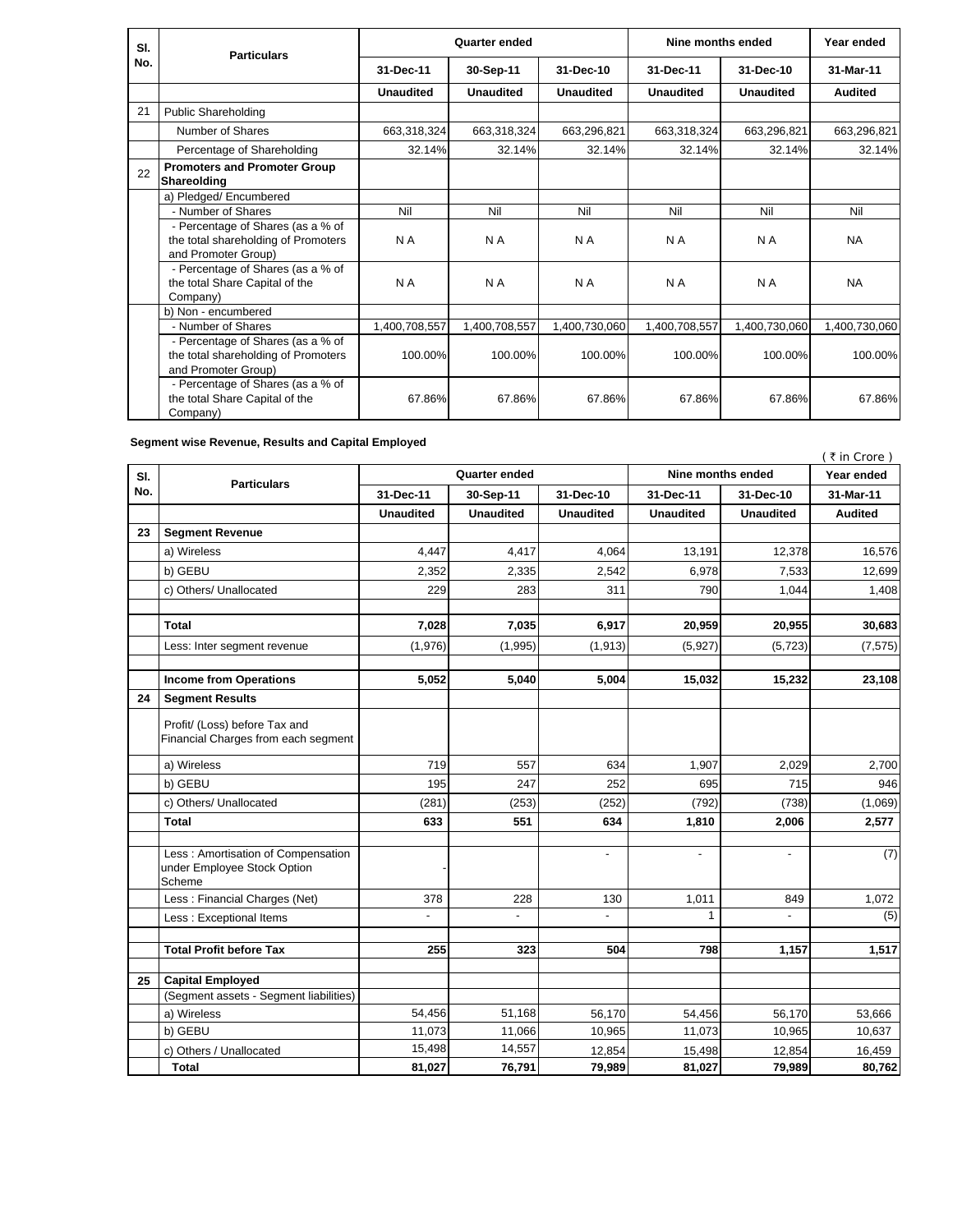| Sl. No. | Particulars | Quarter ended | | | Nine months ended | | Year ended |
|---|---|---|---|---|---|---|---|
| | | 31-Dec-11 | 30-Sep-11 | 31-Dec-10 | 31-Dec-11 | 31-Dec-10 | 31-Mar-11 |
| | | **Unaudited** | **Unaudited** | **Unaudited** | **Unaudited** | **Unaudited** | **Audited** |
| 21 | Public Shareholding | | | | | | |
| | Number of Shares | 663,318,324 | 663,318,324 | 663,296,821 | 663,318,324 | 663,296,821 | 663,296,821 |
| | Percentage of Shareholding | 32.14% | 32.14% | 32.14% | 32.14% | 32.14% | 32.14% |
| 22 | **Promoters and Promoter Group Shareolding** | | | | | | |
| | a) Pledged/ Encumbered | | | | | | |
| | - Number of Shares | Nil | Nil | Nil | Nil | Nil | Nil |
| | - Percentage of Shares (as a % of the total shareholding of Promoters and Promoter Group) | N A | N A | N A | N A | N A | NA |
| | - Percentage of Shares (as a % of the total Share Capital of the Company) | N A | N A | N A | N A | N A | NA |
| | b) Non - encumbered | | | | | | |
| | - Number of Shares | 1,400,708,557 | 1,400,708,557 | 1,400,730,060 | 1,400,708,557 | 1,400,730,060 | 1,400,730,060 |
| | - Percentage of Shares (as a % of the total shareholding of Promoters and Promoter Group) | 100.00% | 100.00% | 100.00% | 100.00% | 100.00% | 100.00% |
| | - Percentage of Shares (as a % of the total Share Capital of the Company) | 67.86% | 67.86% | 67.86% | 67.86% | 67.86% | 67.86% |

**Segment wise Revenue, Results and Capital Employed**

( ₹ in Crore )

| Sl. No. | Particulars | Quarter ended | | | Nine months ended | | Year ended |
|---|---|---|---|---|---|---|---|
| | | 31-Dec-11 | 30-Sep-11 | 31-Dec-10 | 31-Dec-11 | 31-Dec-10 | 31-Mar-11 |
| | | **Unaudited** | **Unaudited** | **Unaudited** | **Unaudited** | **Unaudited** | **Audited** |
| **23** | **Segment Revenue** | | | | | | |
| | a) Wireless | 4,447 | 4,417 | 4,064 | 13,191 | 12,378 | 16,576 |
| | b) GEBU | 2,352 | 2,335 | 2,542 | 6,978 | 7,533 | 12,699 |
| | c) Others/ Unallocated | 229 | 283 | 311 | 790 | 1,044 | 1,408 |
| | **Total** | **7,028** | **7,035** | **6,917** | **20,959** | **20,955** | **30,683** |
| | Less: Inter segment revenue | (1,976) | (1,995) | (1,913) | (5,927) | (5,723) | (7,575) |
| | **Income from Operations** | **5,052** | **5,040** | **5,004** | **15,032** | **15,232** | **23,108** |
| **24** | **Segment Results** | | | | | | |
| | Profit/ (Loss) before Tax and Financial Charges from each segment | | | | | | |
| | a) Wireless | 719 | 557 | 634 | 1,907 | 2,029 | 2,700 |
| | b) GEBU | 195 | 247 | 252 | 695 | 715 | 946 |
| | c) Others/ Unallocated | (281) | (253) | (252) | (792) | (738) | (1,069) |
| | **Total** | **633** | **551** | **634** | **1,810** | **2,006** | **2,577** |
| | Less : Amortisation of Compensation under Employee Stock Option Scheme | - | | - | - | - | (7) |
| | Less : Financial Charges (Net) | 378 | 228 | 130 | 1,011 | 849 | 1,072 |
| | Less : Exceptional Items | - | - | - | 1 | - | (5) |
| | **Total Profit before Tax** | **255** | **323** | **504** | **798** | **1,157** | **1,517** |
| **25** | **Capital Employed** | | | | | | |
| | (Segment assets - Segment liabilities) | | | | | | |
| | a) Wireless | 54,456 | 51,168 | 56,170 | 54,456 | 56,170 | 53,666 |
| | b) GEBU | 11,073 | 11,066 | 10,965 | 11,073 | 10,965 | 10,637 |
| | c) Others / Unallocated | 15,498 | 14,557 | 12,854 | 15,498 | 12,854 | 16,459 |
| | **Total** | **81,027** | **76,791** | **79,989** | **81,027** | **79,989** | **80,762** |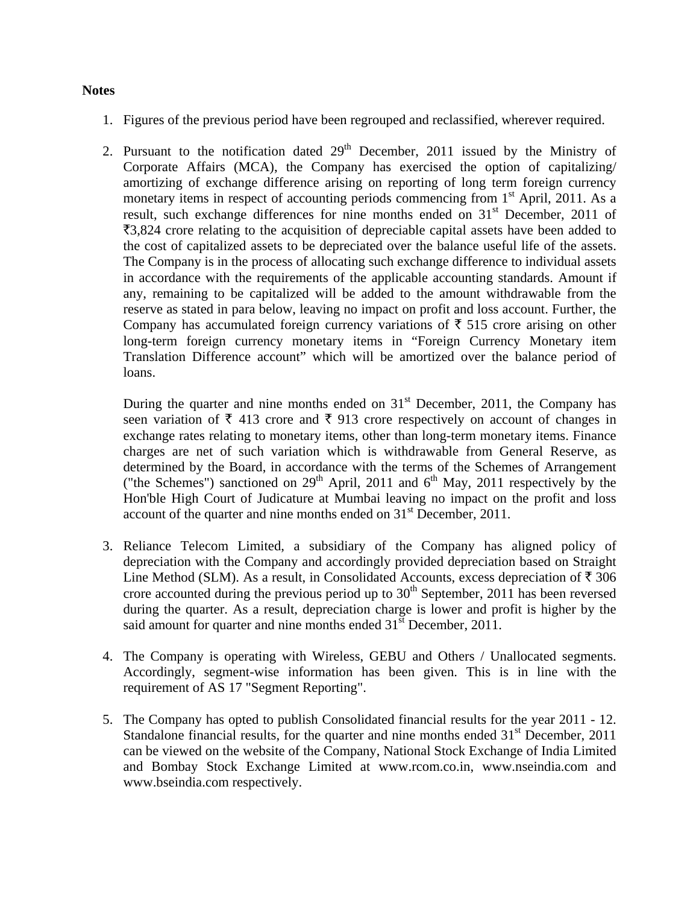**Notes**

1. Figures of the previous period have been regrouped and reclassified, wherever required.

2. Pursuant to the notification dated 29th December, 2011 issued by the Ministry of Corporate Affairs (MCA), the Company has exercised the option of capitalizing/ amortizing of exchange difference arising on reporting of long term foreign currency monetary items in respect of accounting periods commencing from 1st April, 2011. As a result, such exchange differences for nine months ended on 31st December, 2011 of ₹3,824 crore relating to the acquisition of depreciable capital assets have been added to the cost of capitalized assets to be depreciated over the balance useful life of the assets. The Company is in the process of allocating such exchange difference to individual assets in accordance with the requirements of the applicable accounting standards. Amount if any, remaining to be capitalized will be added to the amount withdrawable from the reserve as stated in para below, leaving no impact on profit and loss account. Further, the Company has accumulated foreign currency variations of ₹ 515 crore arising on other long-term foreign currency monetary items in "Foreign Currency Monetary item Translation Difference account" which will be amortized over the balance period of loans.

   During the quarter and nine months ended on 31st December, 2011, the Company has seen variation of ₹ 413 crore and ₹ 913 crore respectively on account of changes in exchange rates relating to monetary items, other than long-term monetary items. Finance charges are net of such variation which is withdrawable from General Reserve, as determined by the Board, in accordance with the terms of the Schemes of Arrangement ("the Schemes") sanctioned on 29th April, 2011 and 6th May, 2011 respectively by the Hon'ble High Court of Judicature at Mumbai leaving no impact on the profit and loss account of the quarter and nine months ended on 31st December, 2011.

3. Reliance Telecom Limited, a subsidiary of the Company has aligned policy of depreciation with the Company and accordingly provided depreciation based on Straight Line Method (SLM). As a result, in Consolidated Accounts, excess depreciation of ₹ 306 crore accounted during the previous period up to 30th September, 2011 has been reversed during the quarter. As a result, depreciation charge is lower and profit is higher by the said amount for quarter and nine months ended 31st December, 2011.

4. The Company is operating with Wireless, GEBU and Others / Unallocated segments. Accordingly, segment-wise information has been given. This is in line with the requirement of AS 17 "Segment Reporting".

5. The Company has opted to publish Consolidated financial results for the year 2011 - 12. Standalone financial results, for the quarter and nine months ended 31st December, 2011 can be viewed on the website of the Company, National Stock Exchange of India Limited and Bombay Stock Exchange Limited at www.rcom.co.in, www.nseindia.com and www.bseindia.com respectively.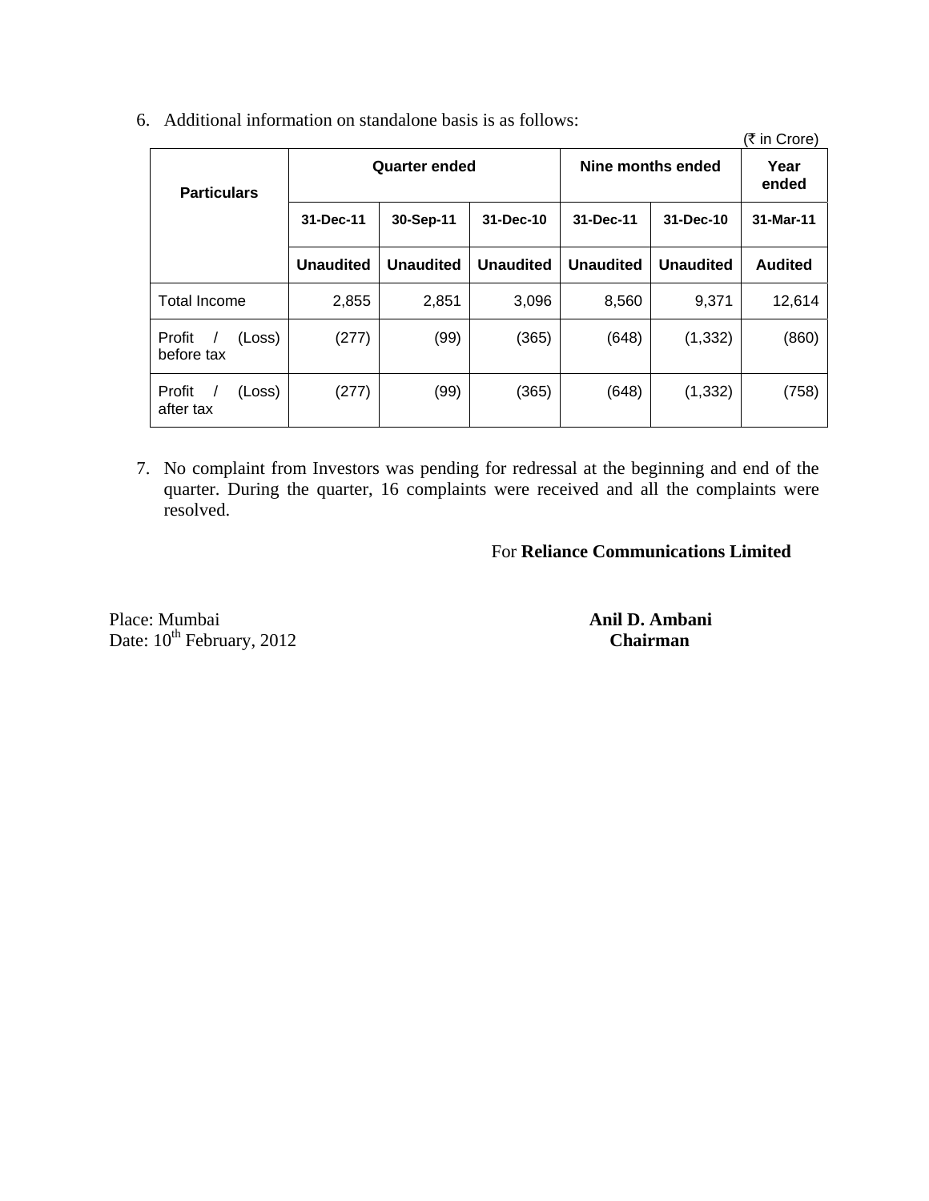6. Additional information on standalone basis is as follows:

(₹ in Crore)

| Particulars | Quarter ended | | | Nine months ended | | Year ended |
|---|---|---|---|---|---|---|
| | 31-Dec-11 | 30-Sep-11 | 31-Dec-10 | 31-Dec-11 | 31-Dec-10 | 31-Mar-11 |
| | Unaudited | Unaudited | Unaudited | Unaudited | Unaudited | Audited |
| Total Income | 2,855 | 2,851 | 3,096 | 8,560 | 9,371 | 12,614 |
| Profit / (Loss) before tax | (277) | (99) | (365) | (648) | (1,332) | (860) |
| Profit / (Loss) after tax | (277) | (99) | (365) | (648) | (1,332) | (758) |

7. No complaint from Investors was pending for redressal at the beginning and end of the quarter. During the quarter, 16 complaints were received and all the complaints were resolved.

For **Reliance Communications Limited**

Place: Mumbai
Date: 10th February, 2012

**Anil D. Ambani**
**Chairman**